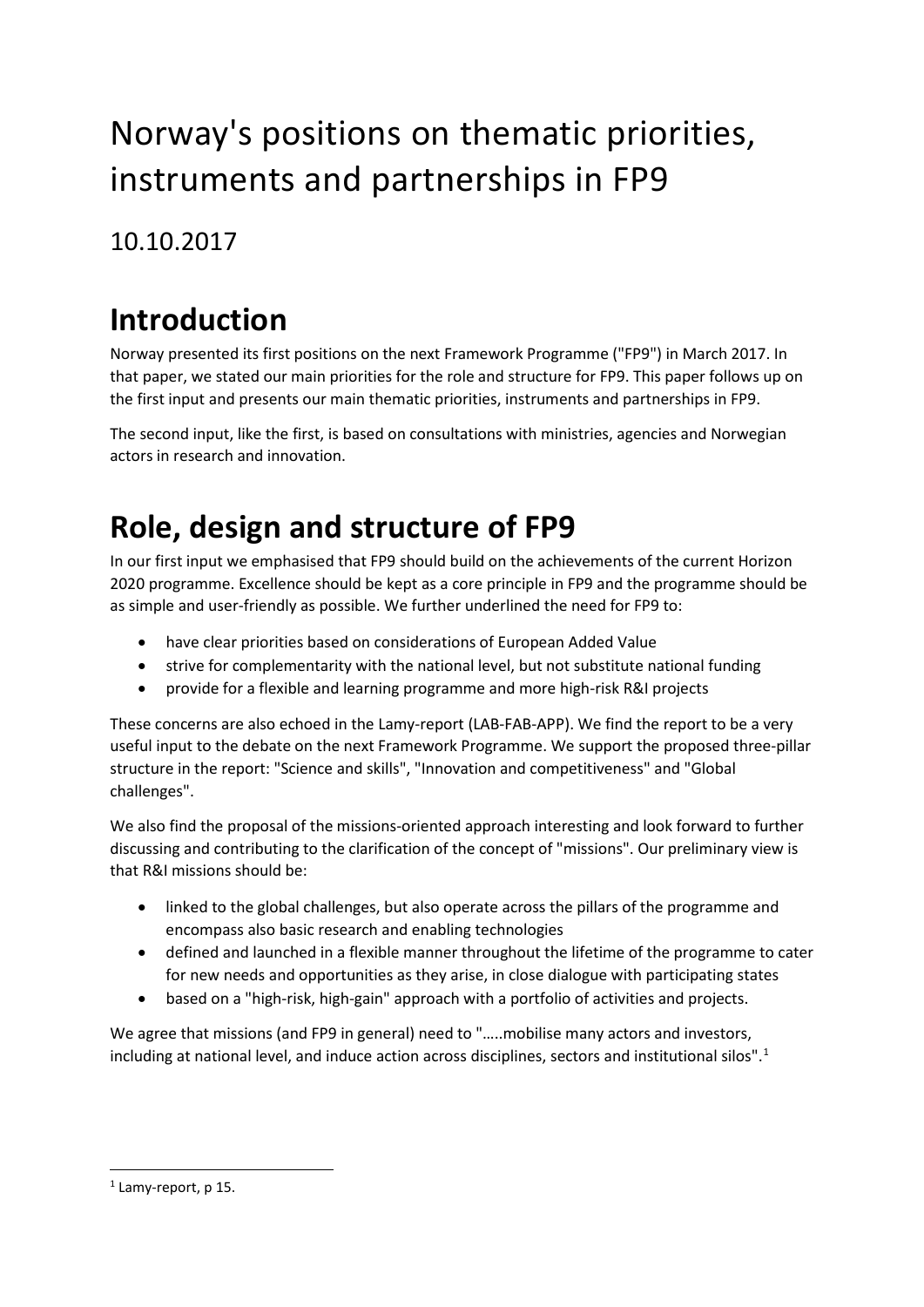# Norway's positions on thematic priorities, instruments and partnerships in FP9

10.10.2017

## Introduction

Norway presented its first positions on the next Framework Programme ("FP9") in March 2017. In that paper, we stated our main priorities for the role and structure for FP9. This paper follows up on the first input and presents our main thematic priorities, instruments and partnerships in FP9.

The second input, like the first, is based on consultations with ministries, agencies and Norwegian actors in research and innovation.

## Role, design and structure of FP9

In our first input we emphasised that FP9 should build on the achievements of the current Horizon 2020 programme. Excellence should be kept as a core principle in FP9 and the programme should be as simple and user-friendly as possible. We further underlined the need for FP9 to:

- have clear priorities based on considerations of European Added Value
- strive for complementarity with the national level, but not substitute national funding
- provide for a flexible and learning programme and more high-risk R&I projects

These concerns are also echoed in the Lamy-report (LAB-FAB-APP). We find the report to be a very useful input to the debate on the next Framework Programme. We support the proposed three-pillar structure in the report: "Science and skills", "Innovation and competitiveness" and "Global challenges".

We also find the proposal of the missions-oriented approach interesting and look forward to further discussing and contributing to the clarification of the concept of "missions". Our preliminary view is that R&I missions should be:

- linked to the global challenges, but also operate across the pillars of the programme and encompass also basic research and enabling technologies
- defined and launched in a flexible manner throughout the lifetime of the programme to cater for new needs and opportunities as they arise, in close dialogue with participating states
- based on a "high-risk, high-gain" approach with a portfolio of activities and projects.

We agree that missions (and FP9 in general) need to ".....mobilise many actors and investors, including at national level, and induce action across disciplines, sectors and institutional silos".[1]

[1] Lamy-report, p 15.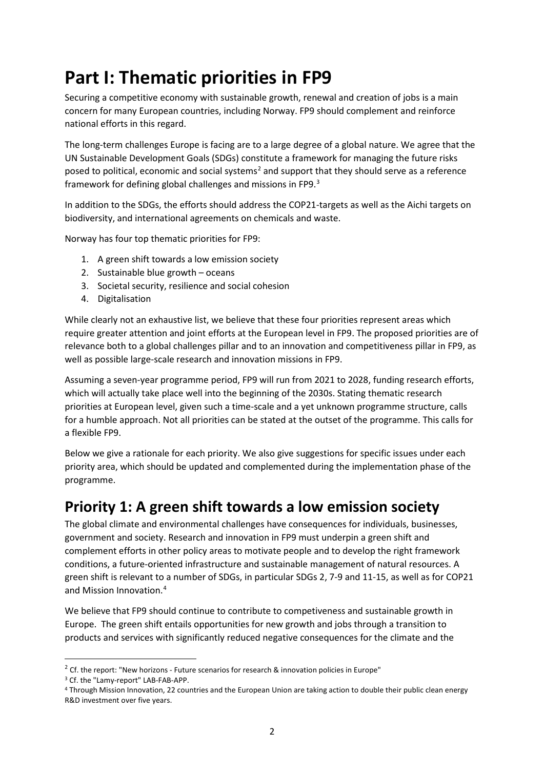# Part I: Thematic priorities in FP9

Securing a competitive economy with sustainable growth, renewal and creation of jobs is a main concern for many European countries, including Norway. FP9 should complement and reinforce national efforts in this regard.

The long-term challenges Europe is facing are to a large degree of a global nature. We agree that the UN Sustainable Development Goals (SDGs) constitute a framework for managing the future risks posed to political, economic and social systems[2] and support that they should serve as a reference framework for defining global challenges and missions in FP9.[3]

In addition to the SDGs, the efforts should address the COP21-targets as well as the Aichi targets on biodiversity, and international agreements on chemicals and waste.

Norway has four top thematic priorities for FP9:

1. A green shift towards a low emission society
2. Sustainable blue growth – oceans
3. Societal security, resilience and social cohesion
4. Digitalisation

While clearly not an exhaustive list, we believe that these four priorities represent areas which require greater attention and joint efforts at the European level in FP9. The proposed priorities are of relevance both to a global challenges pillar and to an innovation and competitiveness pillar in FP9, as well as possible large-scale research and innovation missions in FP9.

Assuming a seven-year programme period, FP9 will run from 2021 to 2028, funding research efforts, which will actually take place well into the beginning of the 2030s. Stating thematic research priorities at European level, given such a time-scale and a yet unknown programme structure, calls for a humble approach. Not all priorities can be stated at the outset of the programme. This calls for a flexible FP9.

Below we give a rationale for each priority. We also give suggestions for specific issues under each priority area, which should be updated and complemented during the implementation phase of the programme.

## Priority 1: A green shift towards a low emission society

The global climate and environmental challenges have consequences for individuals, businesses, government and society. Research and innovation in FP9 must underpin a green shift and complement efforts in other policy areas to motivate people and to develop the right framework conditions, a future-oriented infrastructure and sustainable management of natural resources. A green shift is relevant to a number of SDGs, in particular SDGs 2, 7-9 and 11-15, as well as for COP21 and Mission Innovation.[4]

We believe that FP9 should continue to contribute to competiveness and sustainable growth in Europe. The green shift entails opportunities for new growth and jobs through a transition to products and services with significantly reduced negative consequences for the climate and the

---

[2] Cf. the report: "New horizons - Future scenarios for research & innovation policies in Europe"

[3] Cf. the "Lamy-report" LAB-FAB-APP.

[4] Through Mission Innovation, 22 countries and the European Union are taking action to double their public clean energy R&D investment over five years.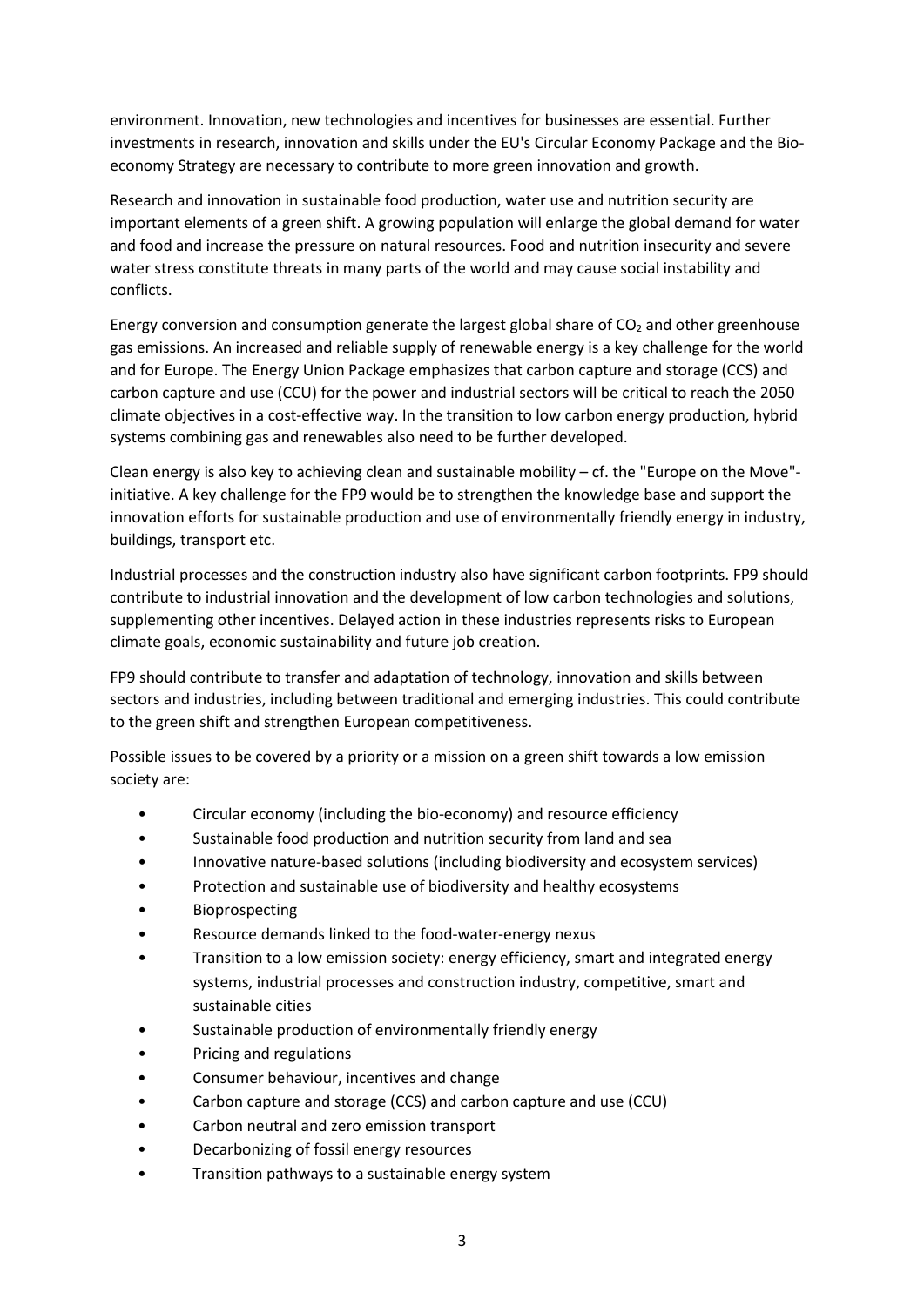environment. Innovation, new technologies and incentives for businesses are essential. Further investments in research, innovation and skills under the EU's Circular Economy Package and the Bio-economy Strategy are necessary to contribute to more green innovation and growth.

Research and innovation in sustainable food production, water use and nutrition security are important elements of a green shift. A growing population will enlarge the global demand for water and food and increase the pressure on natural resources. Food and nutrition insecurity and severe water stress constitute threats in many parts of the world and may cause social instability and conflicts.

Energy conversion and consumption generate the largest global share of $CO_2$ and other greenhouse gas emissions. An increased and reliable supply of renewable energy is a key challenge for the world and for Europe. The Energy Union Package emphasizes that carbon capture and storage (CCS) and carbon capture and use (CCU) for the power and industrial sectors will be critical to reach the 2050 climate objectives in a cost-effective way. In the transition to low carbon energy production, hybrid systems combining gas and renewables also need to be further developed.

Clean energy is also key to achieving clean and sustainable mobility – cf. the "Europe on the Move"-initiative. A key challenge for the FP9 would be to strengthen the knowledge base and support the innovation efforts for sustainable production and use of environmentally friendly energy in industry, buildings, transport etc.

Industrial processes and the construction industry also have significant carbon footprints. FP9 should contribute to industrial innovation and the development of low carbon technologies and solutions, supplementing other incentives. Delayed action in these industries represents risks to European climate goals, economic sustainability and future job creation.

FP9 should contribute to transfer and adaptation of technology, innovation and skills between sectors and industries, including between traditional and emerging industries. This could contribute to the green shift and strengthen European competitiveness.

Possible issues to be covered by a priority or a mission on a green shift towards a low emission society are:

- Circular economy (including the bio-economy) and resource efficiency
- Sustainable food production and nutrition security from land and sea
- Innovative nature-based solutions (including biodiversity and ecosystem services)
- Protection and sustainable use of biodiversity and healthy ecosystems
- Bioprospecting
- Resource demands linked to the food-water-energy nexus
- Transition to a low emission society: energy efficiency, smart and integrated energy systems, industrial processes and construction industry, competitive, smart and sustainable cities
- Sustainable production of environmentally friendly energy
- Pricing and regulations
- Consumer behaviour, incentives and change
- Carbon capture and storage (CCS) and carbon capture and use (CCU)
- Carbon neutral and zero emission transport
- Decarbonizing of fossil energy resources
- Transition pathways to a sustainable energy system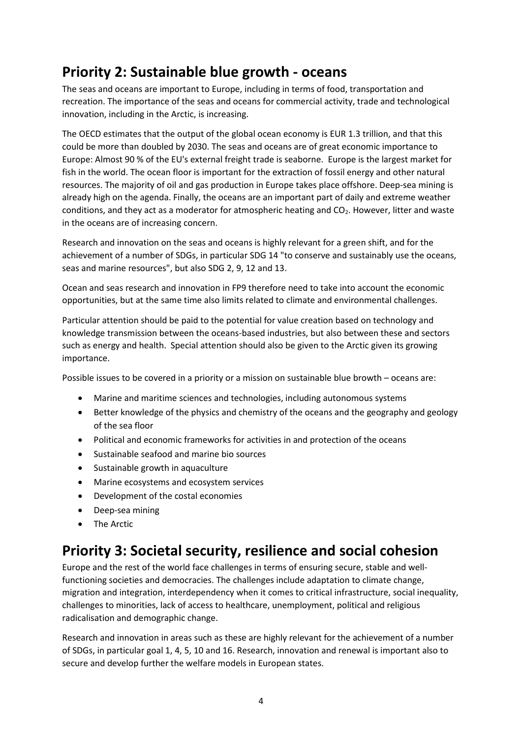## Priority 2: Sustainable blue growth - oceans

The seas and oceans are important to Europe, including in terms of food, transportation and recreation. The importance of the seas and oceans for commercial activity, trade and technological innovation, including in the Arctic, is increasing.

The OECD estimates that the output of the global ocean economy is EUR 1.3 trillion, and that this could be more than doubled by 2030. The seas and oceans are of great economic importance to Europe: Almost 90 % of the EU's external freight trade is seaborne. Europe is the largest market for fish in the world. The ocean floor is important for the extraction of fossil energy and other natural resources. The majority of oil and gas production in Europe takes place offshore. Deep-sea mining is already high on the agenda. Finally, the oceans are an important part of daily and extreme weather conditions, and they act as a moderator for atmospheric heating and $CO_2$. However, litter and waste in the oceans are of increasing concern.

Research and innovation on the seas and oceans is highly relevant for a green shift, and for the achievement of a number of SDGs, in particular SDG 14 "to conserve and sustainably use the oceans, seas and marine resources", but also SDG 2, 9, 12 and 13.

Ocean and seas research and innovation in FP9 therefore need to take into account the economic opportunities, but at the same time also limits related to climate and environmental challenges.

Particular attention should be paid to the potential for value creation based on technology and knowledge transmission between the oceans-based industries, but also between these and sectors such as energy and health. Special attention should also be given to the Arctic given its growing importance.

Possible issues to be covered in a priority or a mission on sustainable blue browth – oceans are:

- Marine and maritime sciences and technologies, including autonomous systems
- Better knowledge of the physics and chemistry of the oceans and the geography and geology of the sea floor
- Political and economic frameworks for activities in and protection of the oceans
- Sustainable seafood and marine bio sources
- Sustainable growth in aquaculture
- Marine ecosystems and ecosystem services
- Development of the costal economies
- Deep-sea mining
- The Arctic

## Priority 3: Societal security, resilience and social cohesion

Europe and the rest of the world face challenges in terms of ensuring secure, stable and well-functioning societies and democracies. The challenges include adaptation to climate change, migration and integration, interdependency when it comes to critical infrastructure, social inequality, challenges to minorities, lack of access to healthcare, unemployment, political and religious radicalisation and demographic change.

Research and innovation in areas such as these are highly relevant for the achievement of a number of SDGs, in particular goal 1, 4, 5, 10 and 16. Research, innovation and renewal is important also to secure and develop further the welfare models in European states.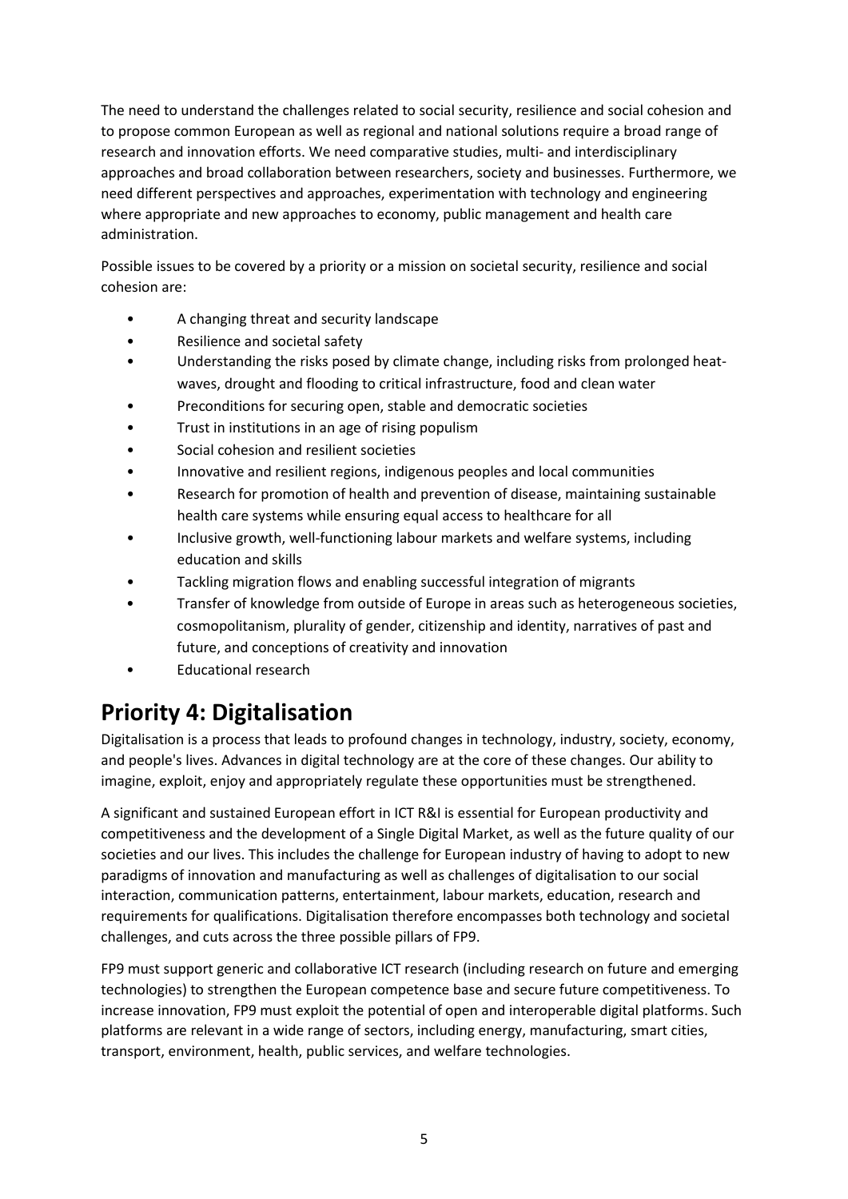The need to understand the challenges related to social security, resilience and social cohesion and to propose common European as well as regional and national solutions require a broad range of research and innovation efforts. We need comparative studies, multi- and interdisciplinary approaches and broad collaboration between researchers, society and businesses. Furthermore, we need different perspectives and approaches, experimentation with technology and engineering where appropriate and new approaches to economy, public management and health care administration.

Possible issues to be covered by a priority or a mission on societal security, resilience and social cohesion are:

- A changing threat and security landscape
- Resilience and societal safety
- Understanding the risks posed by climate change, including risks from prolonged heat-waves, drought and flooding to critical infrastructure, food and clean water
- Preconditions for securing open, stable and democratic societies
- Trust in institutions in an age of rising populism
- Social cohesion and resilient societies
- Innovative and resilient regions, indigenous peoples and local communities
- Research for promotion of health and prevention of disease, maintaining sustainable health care systems while ensuring equal access to healthcare for all
- Inclusive growth, well-functioning labour markets and welfare systems, including education and skills
- Tackling migration flows and enabling successful integration of migrants
- Transfer of knowledge from outside of Europe in areas such as heterogeneous societies, cosmopolitanism, plurality of gender, citizenship and identity, narratives of past and future, and conceptions of creativity and innovation
- Educational research

# Priority 4: Digitalisation

Digitalisation is a process that leads to profound changes in technology, industry, society, economy, and people's lives. Advances in digital technology are at the core of these changes. Our ability to imagine, exploit, enjoy and appropriately regulate these opportunities must be strengthened.

A significant and sustained European effort in ICT R&I is essential for European productivity and competitiveness and the development of a Single Digital Market, as well as the future quality of our societies and our lives. This includes the challenge for European industry of having to adopt to new paradigms of innovation and manufacturing as well as challenges of digitalisation to our social interaction, communication patterns, entertainment, labour markets, education, research and requirements for qualifications. Digitalisation therefore encompasses both technology and societal challenges, and cuts across the three possible pillars of FP9.

FP9 must support generic and collaborative ICT research (including research on future and emerging technologies) to strengthen the European competence base and secure future competitiveness. To increase innovation, FP9 must exploit the potential of open and interoperable digital platforms. Such platforms are relevant in a wide range of sectors, including energy, manufacturing, smart cities, transport, environment, health, public services, and welfare technologies.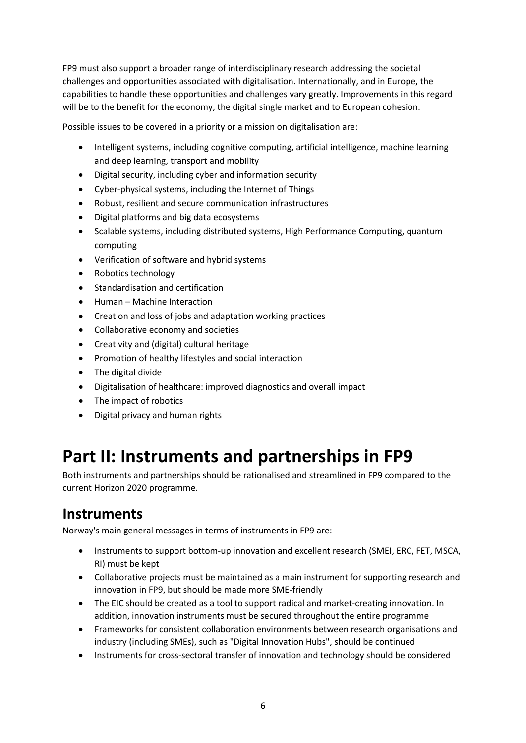FP9 must also support a broader range of interdisciplinary research addressing the societal challenges and opportunities associated with digitalisation. Internationally, and in Europe, the capabilities to handle these opportunities and challenges vary greatly. Improvements in this regard will be to the benefit for the economy, the digital single market and to European cohesion.

Possible issues to be covered in a priority or a mission on digitalisation are:

- Intelligent systems, including cognitive computing, artificial intelligence, machine learning and deep learning, transport and mobility
- Digital security, including cyber and information security
- Cyber-physical systems, including the Internet of Things
- Robust, resilient and secure communication infrastructures
- Digital platforms and big data ecosystems
- Scalable systems, including distributed systems, High Performance Computing, quantum computing
- Verification of software and hybrid systems
- Robotics technology
- Standardisation and certification
- Human – Machine Interaction
- Creation and loss of jobs and adaptation working practices
- Collaborative economy and societies
- Creativity and (digital) cultural heritage
- Promotion of healthy lifestyles and social interaction
- The digital divide
- Digitalisation of healthcare: improved diagnostics and overall impact
- The impact of robotics
- Digital privacy and human rights

# Part II: Instruments and partnerships in FP9

Both instruments and partnerships should be rationalised and streamlined in FP9 compared to the current Horizon 2020 programme.

## Instruments

Norway's main general messages in terms of instruments in FP9 are:

- Instruments to support bottom-up innovation and excellent research (SMEI, ERC, FET, MSCA, RI) must be kept
- Collaborative projects must be maintained as a main instrument for supporting research and innovation in FP9, but should be made more SME-friendly
- The EIC should be created as a tool to support radical and market-creating innovation. In addition, innovation instruments must be secured throughout the entire programme
- Frameworks for consistent collaboration environments between research organisations and industry (including SMEs), such as "Digital Innovation Hubs", should be continued
- Instruments for cross-sectoral transfer of innovation and technology should be considered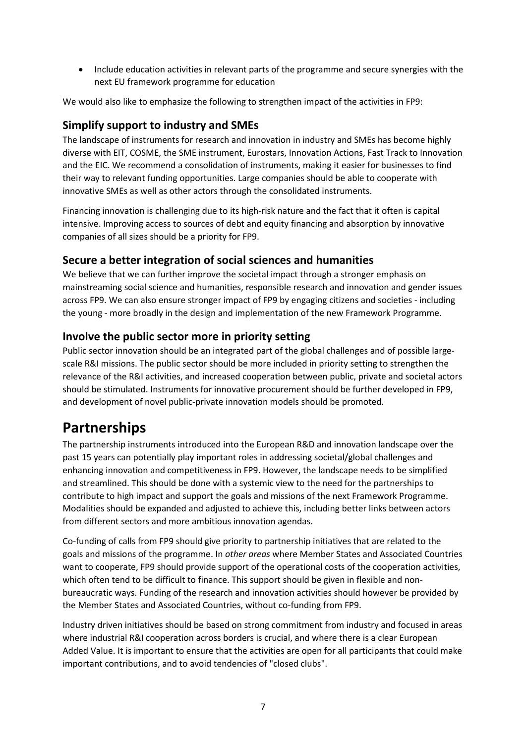- Include education activities in relevant parts of the programme and secure synergies with the next EU framework programme for education

We would also like to emphasize the following to strengthen impact of the activities in FP9:

### Simplify support to industry and SMEs

The landscape of instruments for research and innovation in industry and SMEs has become highly diverse with EIT, COSME, the SME instrument, Eurostars, Innovation Actions, Fast Track to Innovation and the EIC. We recommend a consolidation of instruments, making it easier for businesses to find their way to relevant funding opportunities. Large companies should be able to cooperate with innovative SMEs as well as other actors through the consolidated instruments.

Financing innovation is challenging due to its high-risk nature and the fact that it often is capital intensive. Improving access to sources of debt and equity financing and absorption by innovative companies of all sizes should be a priority for FP9.

### Secure a better integration of social sciences and humanities

We believe that we can further improve the societal impact through a stronger emphasis on mainstreaming social science and humanities, responsible research and innovation and gender issues across FP9. We can also ensure stronger impact of FP9 by engaging citizens and societies - including the young - more broadly in the design and implementation of the new Framework Programme.

### Involve the public sector more in priority setting

Public sector innovation should be an integrated part of the global challenges and of possible large-scale R&I missions. The public sector should be more included in priority setting to strengthen the relevance of the R&I activities, and increased cooperation between public, private and societal actors should be stimulated. Instruments for innovative procurement should be further developed in FP9, and development of novel public-private innovation models should be promoted.

## Partnerships

The partnership instruments introduced into the European R&D and innovation landscape over the past 15 years can potentially play important roles in addressing societal/global challenges and enhancing innovation and competitiveness in FP9. However, the landscape needs to be simplified and streamlined. This should be done with a systemic view to the need for the partnerships to contribute to high impact and support the goals and missions of the next Framework Programme. Modalities should be expanded and adjusted to achieve this, including better links between actors from different sectors and more ambitious innovation agendas.

Co-funding of calls from FP9 should give priority to partnership initiatives that are related to the goals and missions of the programme. In *other areas* where Member States and Associated Countries want to cooperate, FP9 should provide support of the operational costs of the cooperation activities, which often tend to be difficult to finance. This support should be given in flexible and non-bureaucratic ways. Funding of the research and innovation activities should however be provided by the Member States and Associated Countries, without co-funding from FP9.

Industry driven initiatives should be based on strong commitment from industry and focused in areas where industrial R&I cooperation across borders is crucial, and where there is a clear European Added Value. It is important to ensure that the activities are open for all participants that could make important contributions, and to avoid tendencies of "closed clubs".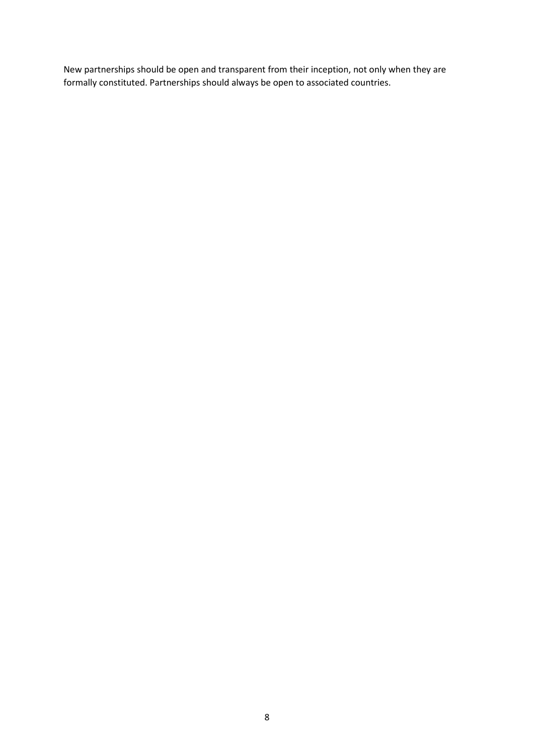New partnerships should be open and transparent from their inception, not only when they are formally constituted. Partnerships should always be open to associated countries.